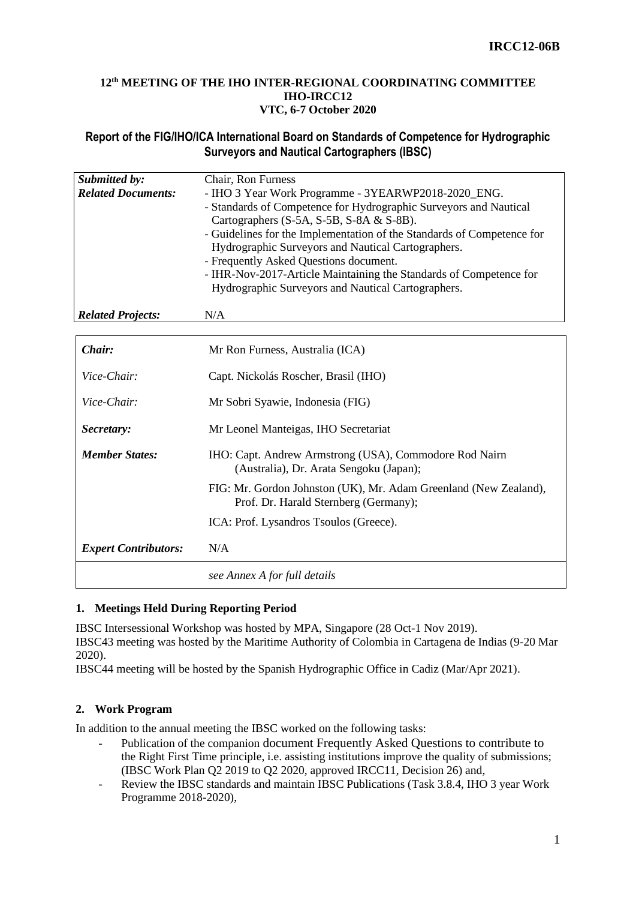IRCC12-06B

**12th MEETING OF THE IHO INTER-REGIONAL COORDINATING COMMITTEE**
**IHO-IRCC12**
**VTC, 6-7 October 2020**

## Report of the FIG/IHO/ICA International Board on Standards of Competence for Hydrographic Surveyors and Nautical Cartographers (IBSC)

| | |
|---|---|
| ***Submitted by:*** | Chair, Ron Furness |
| ***Related Documents:*** | - IHO 3 Year Work Programme - 3YEARWP2018-2020_ENG.<br>- Standards of Competence for Hydrographic Surveyors and Nautical Cartographers (S-5A, S-5B, S-8A & S-8B).<br>- Guidelines for the Implementation of the Standards of Competence for Hydrographic Surveyors and Nautical Cartographers.<br>- Frequently Asked Questions document.<br>- IHR-Nov-2017-Article Maintaining the Standards of Competence for Hydrographic Surveyors and Nautical Cartographers. |
| ***Related Projects:*** | N/A |

| | |
|---|---|
| ***Chair:*** | Mr Ron Furness, Australia (ICA) |
| *Vice-Chair:* | Capt. Nickolás Roscher, Brasil (IHO) |
| *Vice-Chair:* | Mr Sobri Syawie, Indonesia (FIG) |
| ***Secretary:*** | Mr Leonel Manteigas, IHO Secretariat |
| ***Member States:*** | IHO: Capt. Andrew Armstrong (USA), Commodore Rod Nairn (Australia), Dr. Arata Sengoku (Japan);<br>FIG: Mr. Gordon Johnston (UK), Mr. Adam Greenland (New Zealand), Prof. Dr. Harald Sternberg (Germany);<br>ICA: Prof. Lysandros Tsoulos (Greece). |
| ***Expert Contributors:*** | N/A |
| | *see Annex A for full details* |

### 1. Meetings Held During Reporting Period

IBSC Intersessional Workshop was hosted by MPA, Singapore (28 Oct-1 Nov 2019).
IBSC43 meeting was hosted by the Maritime Authority of Colombia in Cartagena de Indias (9-20 Mar 2020).
IBSC44 meeting will be hosted by the Spanish Hydrographic Office in Cadiz (Mar/Apr 2021).

### 2. Work Program

In addition to the annual meeting the IBSC worked on the following tasks:

- Publication of the companion document Frequently Asked Questions to contribute to the Right First Time principle, i.e. assisting institutions improve the quality of submissions; (IBSC Work Plan Q2 2019 to Q2 2020, approved IRCC11, Decision 26) and,
- Review the IBSC standards and maintain IBSC Publications (Task 3.8.4, IHO 3 year Work Programme 2018-2020),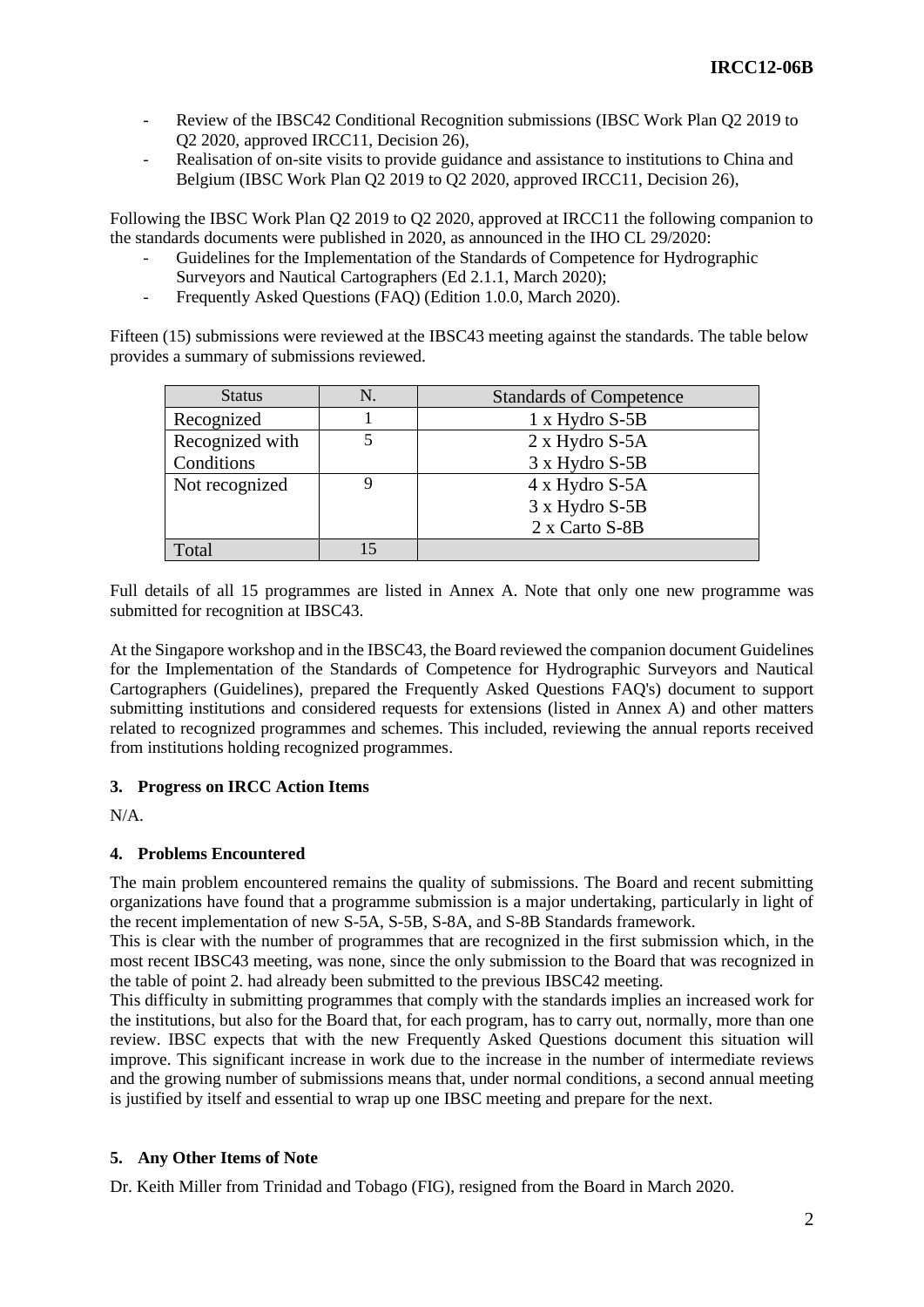- Review of the IBSC42 Conditional Recognition submissions (IBSC Work Plan Q2 2019 to Q2 2020, approved IRCC11, Decision 26),
- Realisation of on-site visits to provide guidance and assistance to institutions to China and Belgium (IBSC Work Plan Q2 2019 to Q2 2020, approved IRCC11, Decision 26),

Following the IBSC Work Plan Q2 2019 to Q2 2020, approved at IRCC11 the following companion to the standards documents were published in 2020, as announced in the IHO CL 29/2020:

- Guidelines for the Implementation of the Standards of Competence for Hydrographic Surveyors and Nautical Cartographers (Ed 2.1.1, March 2020);
- Frequently Asked Questions (FAQ) (Edition 1.0.0, March 2020).

Fifteen (15) submissions were reviewed at the IBSC43 meeting against the standards. The table below provides a summary of submissions reviewed.

| Status | N. | Standards of Competence |
|---|---|---|
| Recognized | 1 | 1 x Hydro S-5B |
| Recognized with Conditions | 5 | 2 x Hydro S-5A<br>3 x Hydro S-5B |
| Not recognized | 9 | 4 x Hydro S-5A<br>3 x Hydro S-5B<br>2 x Carto S-8B |
| Total | 15 | |

Full details of all 15 programmes are listed in Annex A. Note that only one new programme was submitted for recognition at IBSC43.

At the Singapore workshop and in the IBSC43, the Board reviewed the companion document Guidelines for the Implementation of the Standards of Competence for Hydrographic Surveyors and Nautical Cartographers (Guidelines), prepared the Frequently Asked Questions FAQ's) document to support submitting institutions and considered requests for extensions (listed in Annex A) and other matters related to recognized programmes and schemes. This included, reviewing the annual reports received from institutions holding recognized programmes.

**3. Progress on IRCC Action Items**

N/A.

**4. Problems Encountered**

The main problem encountered remains the quality of submissions. The Board and recent submitting organizations have found that a programme submission is a major undertaking, particularly in light of the recent implementation of new S-5A, S-5B, S-8A, and S-8B Standards framework.

This is clear with the number of programmes that are recognized in the first submission which, in the most recent IBSC43 meeting, was none, since the only submission to the Board that was recognized in the table of point 2. had already been submitted to the previous IBSC42 meeting.

This difficulty in submitting programmes that comply with the standards implies an increased work for the institutions, but also for the Board that, for each program, has to carry out, normally, more than one review. IBSC expects that with the new Frequently Asked Questions document this situation will improve. This significant increase in work due to the increase in the number of intermediate reviews and the growing number of submissions means that, under normal conditions, a second annual meeting is justified by itself and essential to wrap up one IBSC meeting and prepare for the next.

**5. Any Other Items of Note**

Dr. Keith Miller from Trinidad and Tobago (FIG), resigned from the Board in March 2020.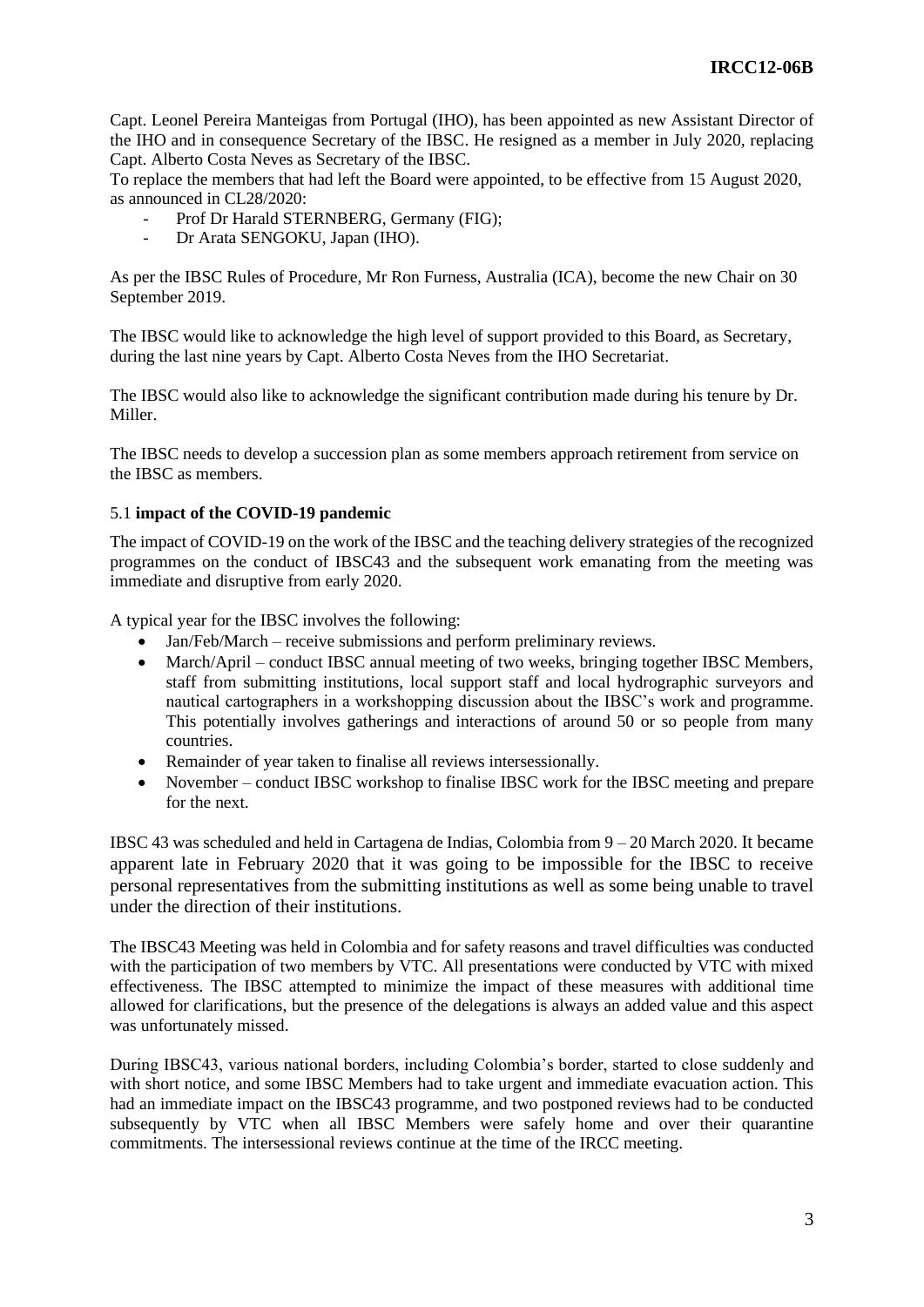Capt. Leonel Pereira Manteigas from Portugal (IHO), has been appointed as new Assistant Director of the IHO and in consequence Secretary of the IBSC. He resigned as a member in July 2020, replacing Capt. Alberto Costa Neves as Secretary of the IBSC.
To replace the members that had left the Board were appointed, to be effective from 15 August 2020, as announced in CL28/2020:

- Prof Dr Harald STERNBERG, Germany (FIG);
- Dr Arata SENGOKU, Japan (IHO).

As per the IBSC Rules of Procedure, Mr Ron Furness, Australia (ICA), become the new Chair on 30 September 2019.

The IBSC would like to acknowledge the high level of support provided to this Board, as Secretary, during the last nine years by Capt. Alberto Costa Neves from the IHO Secretariat.

The IBSC would also like to acknowledge the significant contribution made during his tenure by Dr. Miller.

The IBSC needs to develop a succession plan as some members approach retirement from service on the IBSC as members.

### 5.1 **impact of the COVID-19 pandemic**

The impact of COVID-19 on the work of the IBSC and the teaching delivery strategies of the recognized programmes on the conduct of IBSC43 and the subsequent work emanating from the meeting was immediate and disruptive from early 2020.

A typical year for the IBSC involves the following:

- Jan/Feb/March – receive submissions and perform preliminary reviews.
- March/April – conduct IBSC annual meeting of two weeks, bringing together IBSC Members, staff from submitting institutions, local support staff and local hydrographic surveyors and nautical cartographers in a workshopping discussion about the IBSC's work and programme. This potentially involves gatherings and interactions of around 50 or so people from many countries.
- Remainder of year taken to finalise all reviews intersessionally.
- November – conduct IBSC workshop to finalise IBSC work for the IBSC meeting and prepare for the next.

IBSC 43 was scheduled and held in Cartagena de Indias, Colombia from 9 – 20 March 2020. It became apparent late in February 2020 that it was going to be impossible for the IBSC to receive personal representatives from the submitting institutions as well as some being unable to travel under the direction of their institutions.

The IBSC43 Meeting was held in Colombia and for safety reasons and travel difficulties was conducted with the participation of two members by VTC. All presentations were conducted by VTC with mixed effectiveness. The IBSC attempted to minimize the impact of these measures with additional time allowed for clarifications, but the presence of the delegations is always an added value and this aspect was unfortunately missed.

During IBSC43, various national borders, including Colombia's border, started to close suddenly and with short notice, and some IBSC Members had to take urgent and immediate evacuation action. This had an immediate impact on the IBSC43 programme, and two postponed reviews had to be conducted subsequently by VTC when all IBSC Members were safely home and over their quarantine commitments. The intersessional reviews continue at the time of the IRCC meeting.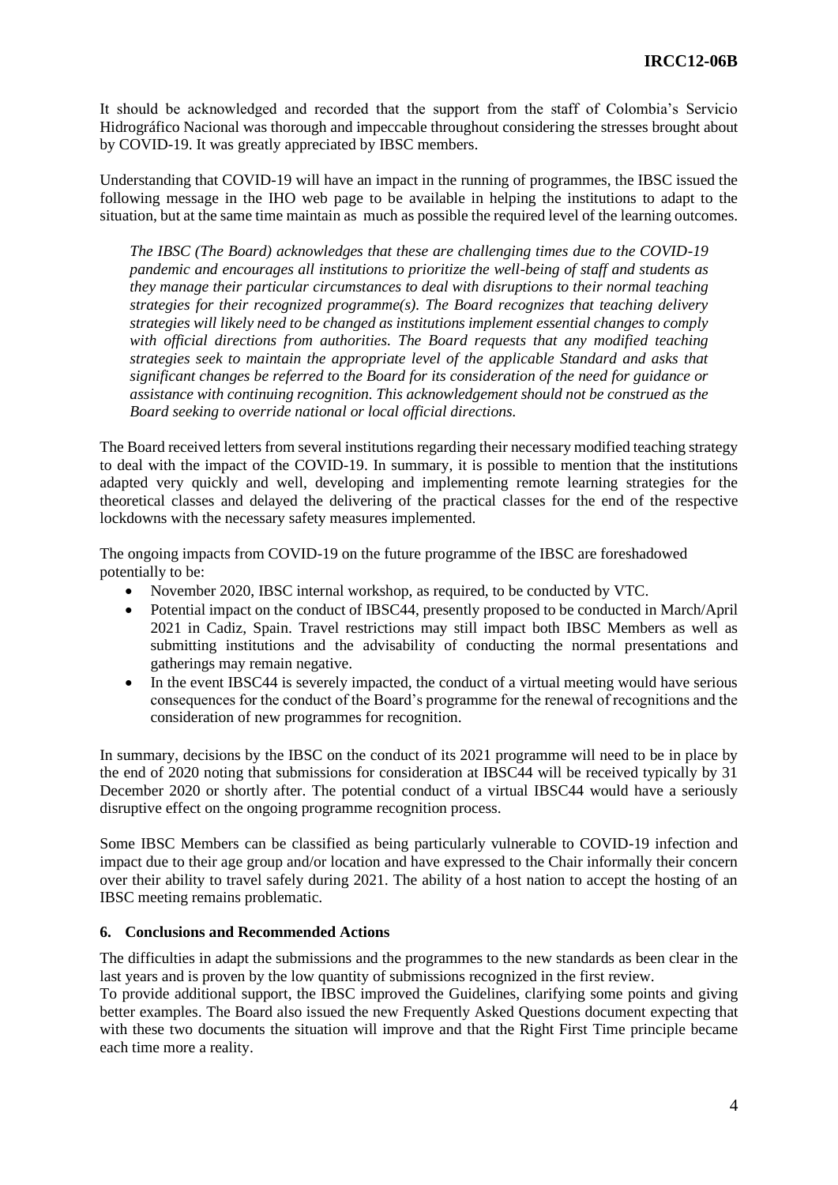It should be acknowledged and recorded that the support from the staff of Colombia's Servicio Hidrográfico Nacional was thorough and impeccable throughout considering the stresses brought about by COVID-19. It was greatly appreciated by IBSC members.

Understanding that COVID-19 will have an impact in the running of programmes, the IBSC issued the following message in the IHO web page to be available in helping the institutions to adapt to the situation, but at the same time maintain as much as possible the required level of the learning outcomes.

> *The IBSC (The Board) acknowledges that these are challenging times due to the COVID-19 pandemic and encourages all institutions to prioritize the well-being of staff and students as they manage their particular circumstances to deal with disruptions to their normal teaching strategies for their recognized programme(s). The Board recognizes that teaching delivery strategies will likely need to be changed as institutions implement essential changes to comply with official directions from authorities. The Board requests that any modified teaching strategies seek to maintain the appropriate level of the applicable Standard and asks that significant changes be referred to the Board for its consideration of the need for guidance or assistance with continuing recognition. This acknowledgement should not be construed as the Board seeking to override national or local official directions.*

The Board received letters from several institutions regarding their necessary modified teaching strategy to deal with the impact of the COVID-19. In summary, it is possible to mention that the institutions adapted very quickly and well, developing and implementing remote learning strategies for the theoretical classes and delayed the delivering of the practical classes for the end of the respective lockdowns with the necessary safety measures implemented.

The ongoing impacts from COVID-19 on the future programme of the IBSC are foreshadowed potentially to be:

- November 2020, IBSC internal workshop, as required, to be conducted by VTC.
- Potential impact on the conduct of IBSC44, presently proposed to be conducted in March/April 2021 in Cadiz, Spain. Travel restrictions may still impact both IBSC Members as well as submitting institutions and the advisability of conducting the normal presentations and gatherings may remain negative.
- In the event IBSC44 is severely impacted, the conduct of a virtual meeting would have serious consequences for the conduct of the Board's programme for the renewal of recognitions and the consideration of new programmes for recognition.

In summary, decisions by the IBSC on the conduct of its 2021 programme will need to be in place by the end of 2020 noting that submissions for consideration at IBSC44 will be received typically by 31 December 2020 or shortly after. The potential conduct of a virtual IBSC44 would have a seriously disruptive effect on the ongoing programme recognition process.

Some IBSC Members can be classified as being particularly vulnerable to COVID-19 infection and impact due to their age group and/or location and have expressed to the Chair informally their concern over their ability to travel safely during 2021. The ability of a host nation to accept the hosting of an IBSC meeting remains problematic.

### 6. Conclusions and Recommended Actions

The difficulties in adapt the submissions and the programmes to the new standards as been clear in the last years and is proven by the low quantity of submissions recognized in the first review.

To provide additional support, the IBSC improved the Guidelines, clarifying some points and giving better examples. The Board also issued the new Frequently Asked Questions document expecting that with these two documents the situation will improve and that the Right First Time principle became each time more a reality.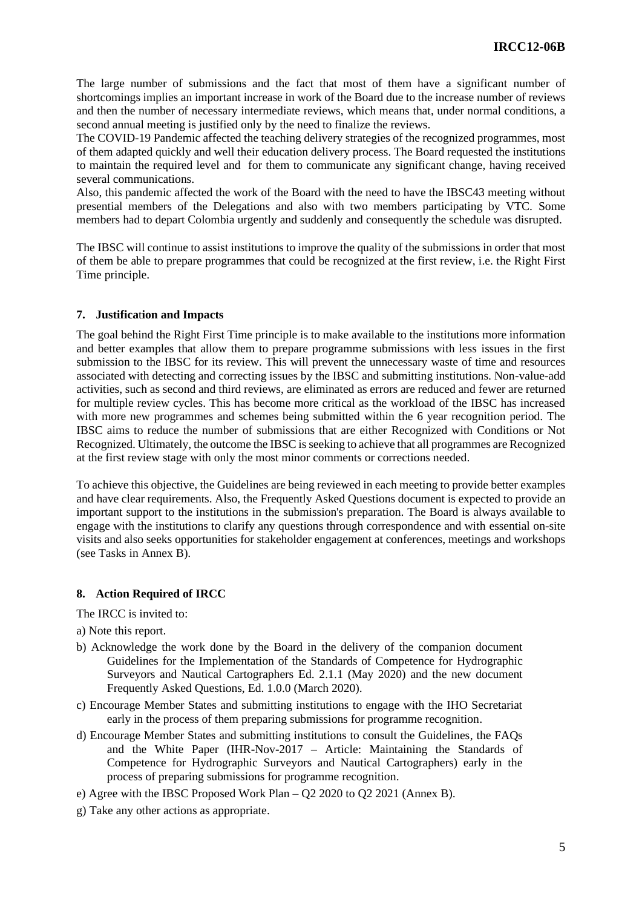The large number of submissions and the fact that most of them have a significant number of shortcomings implies an important increase in work of the Board due to the increase number of reviews and then the number of necessary intermediate reviews, which means that, under normal conditions, a second annual meeting is justified only by the need to finalize the reviews.

The COVID-19 Pandemic affected the teaching delivery strategies of the recognized programmes, most of them adapted quickly and well their education delivery process. The Board requested the institutions to maintain the required level and for them to communicate any significant change, having received several communications.

Also, this pandemic affected the work of the Board with the need to have the IBSC43 meeting without presential members of the Delegations and also with two members participating by VTC. Some members had to depart Colombia urgently and suddenly and consequently the schedule was disrupted.

The IBSC will continue to assist institutions to improve the quality of the submissions in order that most of them be able to prepare programmes that could be recognized at the first review, i.e. the Right First Time principle.

## 7. Justification and Impacts

The goal behind the Right First Time principle is to make available to the institutions more information and better examples that allow them to prepare programme submissions with less issues in the first submission to the IBSC for its review. This will prevent the unnecessary waste of time and resources associated with detecting and correcting issues by the IBSC and submitting institutions. Non-value-add activities, such as second and third reviews, are eliminated as errors are reduced and fewer are returned for multiple review cycles. This has become more critical as the workload of the IBSC has increased with more new programmes and schemes being submitted within the 6 year recognition period. The IBSC aims to reduce the number of submissions that are either Recognized with Conditions or Not Recognized. Ultimately, the outcome the IBSC is seeking to achieve that all programmes are Recognized at the first review stage with only the most minor comments or corrections needed.

To achieve this objective, the Guidelines are being reviewed in each meeting to provide better examples and have clear requirements. Also, the Frequently Asked Questions document is expected to provide an important support to the institutions in the submission's preparation. The Board is always available to engage with the institutions to clarify any questions through correspondence and with essential on-site visits and also seeks opportunities for stakeholder engagement at conferences, meetings and workshops (see Tasks in Annex B).

## 8. Action Required of IRCC

The IRCC is invited to:

a) Note this report.

b) Acknowledge the work done by the Board in the delivery of the companion document Guidelines for the Implementation of the Standards of Competence for Hydrographic Surveyors and Nautical Cartographers Ed. 2.1.1 (May 2020) and the new document Frequently Asked Questions, Ed. 1.0.0 (March 2020).

c) Encourage Member States and submitting institutions to engage with the IHO Secretariat early in the process of them preparing submissions for programme recognition.

d) Encourage Member States and submitting institutions to consult the Guidelines, the FAQs and the White Paper (IHR-Nov-2017 – Article: Maintaining the Standards of Competence for Hydrographic Surveyors and Nautical Cartographers) early in the process of preparing submissions for programme recognition.

e) Agree with the IBSC Proposed Work Plan – Q2 2020 to Q2 2021 (Annex B).

g) Take any other actions as appropriate.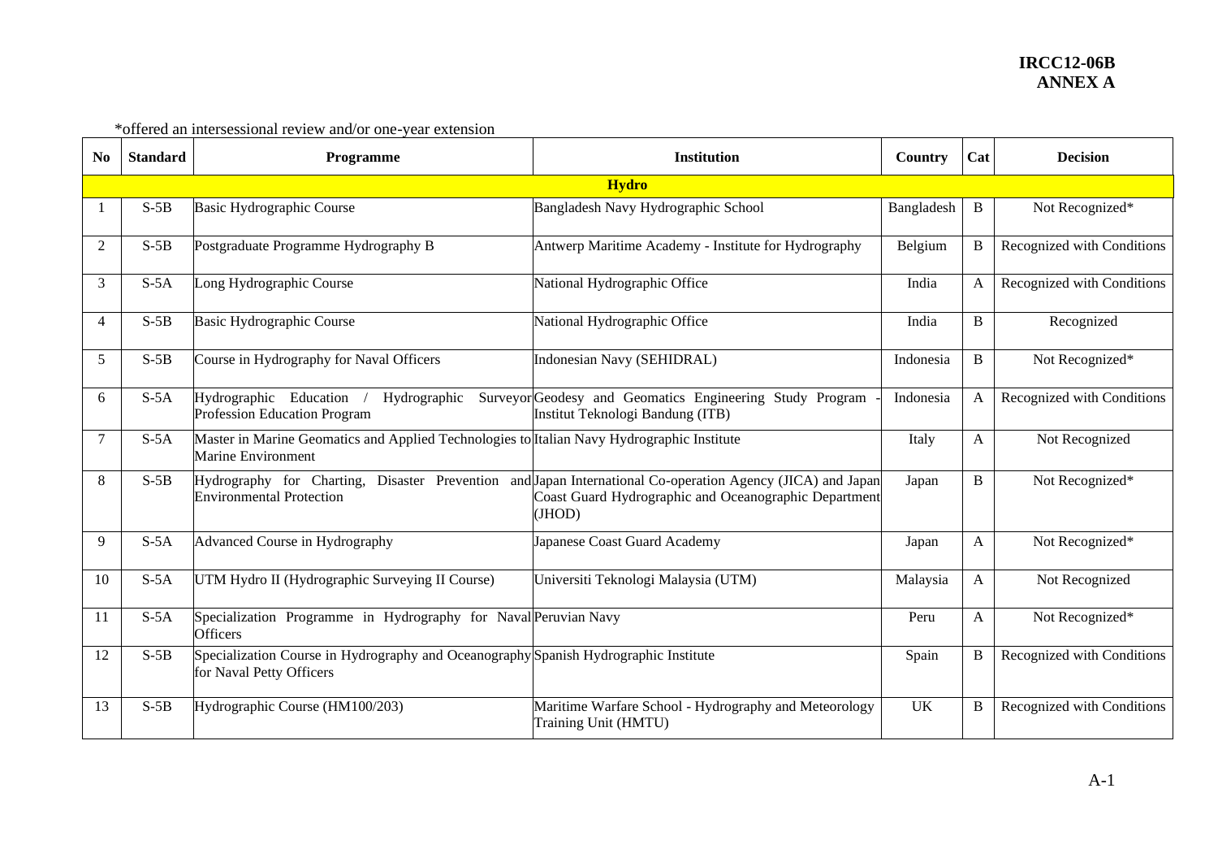**IRCC12-06B**
**ANNEX A**

*offered an intersessional review and/or one-year extension

| No | Standard | Programme | Institution | Country | Cat | Decision |
|---|---|---|---|---|---|---|
| **Hydro** | | | | | | |
| 1 | S-5B | Basic Hydrographic Course | Bangladesh Navy Hydrographic School | Bangladesh | B | Not Recognized* |
| 2 | S-5B | Postgraduate Programme Hydrography B | Antwerp Maritime Academy - Institute for Hydrography | Belgium | B | Recognized with Conditions |
| 3 | S-5A | Long Hydrographic Course | National Hydrographic Office | India | A | Recognized with Conditions |
| 4 | S-5B | Basic Hydrographic Course | National Hydrographic Office | India | B | Recognized |
| 5 | S-5B | Course in Hydrography for Naval Officers | Indonesian Navy (SEHIDRAL) | Indonesia | B | Not Recognized* |
| 6 | S-5A | Hydrographic Education / Hydrographic Surveyor Profession Education Program | Geodesy and Geomatics Engineering Study Program - Institut Teknologi Bandung (ITB) | Indonesia | A | Recognized with Conditions |
| 7 | S-5A | Master in Marine Geomatics and Applied Technologies to Marine Environment | Italian Navy Hydrographic Institute | Italy | A | Not Recognized |
| 8 | S-5B | Hydrography for Charting, Disaster Prevention and Environmental Protection | Japan International Co-operation Agency (JICA) and Japan Coast Guard Hydrographic and Oceanographic Department (JHOD) | Japan | B | Not Recognized* |
| 9 | S-5A | Advanced Course in Hydrography | Japanese Coast Guard Academy | Japan | A | Not Recognized* |
| 10 | S-5A | UTM Hydro II (Hydrographic Surveying II Course) | Universiti Teknologi Malaysia (UTM) | Malaysia | A | Not Recognized |
| 11 | S-5A | Specialization Programme in Hydrography for Naval Officers | Peruvian Navy | Peru | A | Not Recognized* |
| 12 | S-5B | Specialization Course in Hydrography and Oceanography for Naval Petty Officers | Spanish Hydrographic Institute | Spain | B | Recognized with Conditions |
| 13 | S-5B | Hydrographic Course (HM100/203) | Maritime Warfare School - Hydrography and Meteorology Training Unit (HMTU) | UK | B | Recognized with Conditions |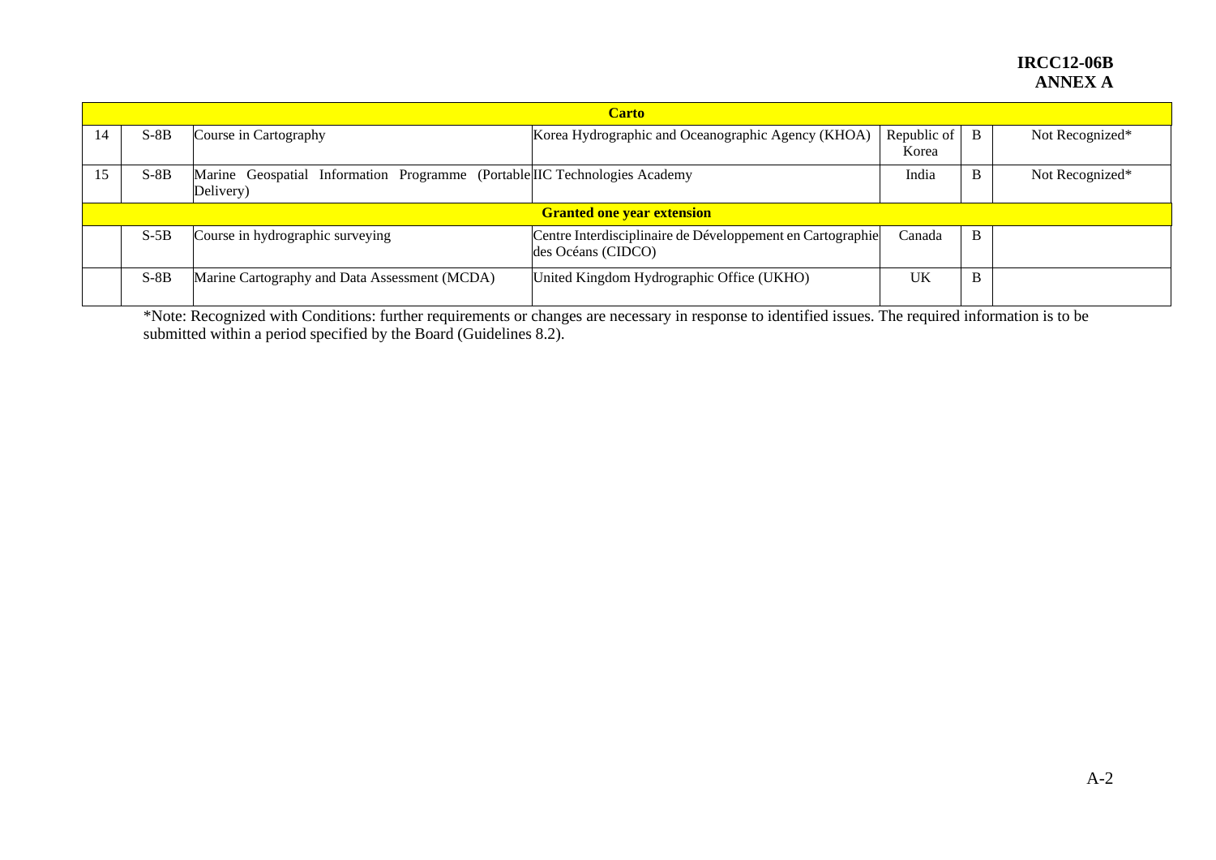| | | | | | | |
|---|---|---|---|---|---|---|
| **Carto** | | | | | | |
| 14 | S-8B | Course in Cartography | Korea Hydrographic and Oceanographic Agency (KHOA) | Republic of Korea | B | Not Recognized* |
| 15 | S-8B | Marine Geospatial Information Programme (Portable Delivery) | IIC Technologies Academy | India | B | Not Recognized* |
| **Granted one year extension** | | | | | | |
| | S-5B | Course in hydrographic surveying | Centre Interdisciplinaire de Développement en Cartographie des Océans (CIDCO) | Canada | B | |
| | S-8B | Marine Cartography and Data Assessment (MCDA) | United Kingdom Hydrographic Office (UKHO) | UK | B | |

*Note: Recognized with Conditions: further requirements or changes are necessary in response to identified issues. The required information is to be submitted within a period specified by the Board (Guidelines 8.2).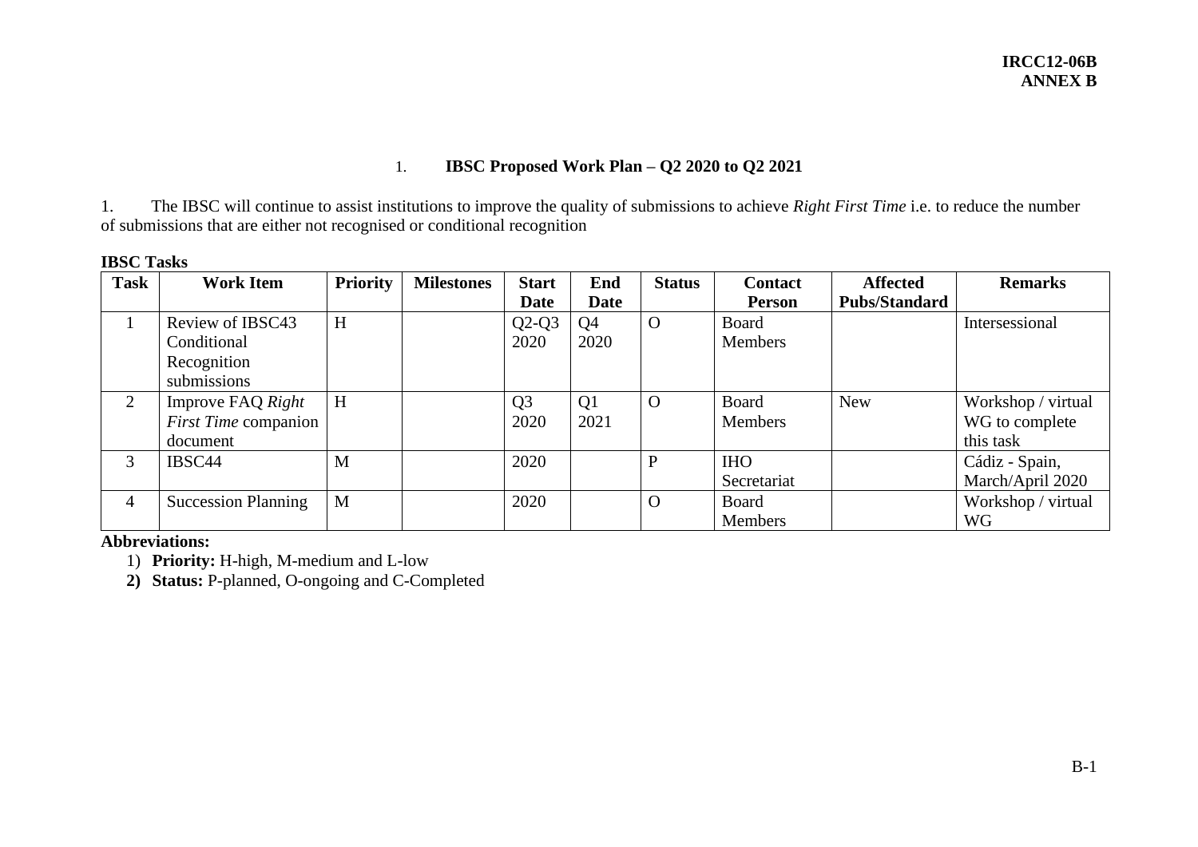**IRCC12-06B**
**ANNEX B**

1. **IBSC Proposed Work Plan – Q2 2020 to Q2 2021**

1. The IBSC will continue to assist institutions to improve the quality of submissions to achieve *Right First Time* i.e. to reduce the number of submissions that are either not recognised or conditional recognition

**IBSC Tasks**

| Task | Work Item | Priority | Milestones | Start Date | End Date | Status | Contact Person | Affected Pubs/Standard | Remarks |
|---|---|---|---|---|---|---|---|---|---|
| 1 | Review of IBSC43 Conditional Recognition submissions | H | | Q2-Q3 2020 | Q4 2020 | O | Board Members | | Intersessional |
| 2 | Improve FAQ *Right First Time* companion document | H | | Q3 2020 | Q1 2021 | O | Board Members | New | Workshop / virtual WG to complete this task |
| 3 | IBSC44 | M | | 2020 | | P | IHO Secretariat | | Cádiz - Spain, March/April 2020 |
| 4 | Succession Planning | M | | 2020 | | O | Board Members | | Workshop / virtual WG |

**Abbreviations:**

1) **Priority:** H-high, M-medium and L-low
2) **Status:** P-planned, O-ongoing and C-Completed